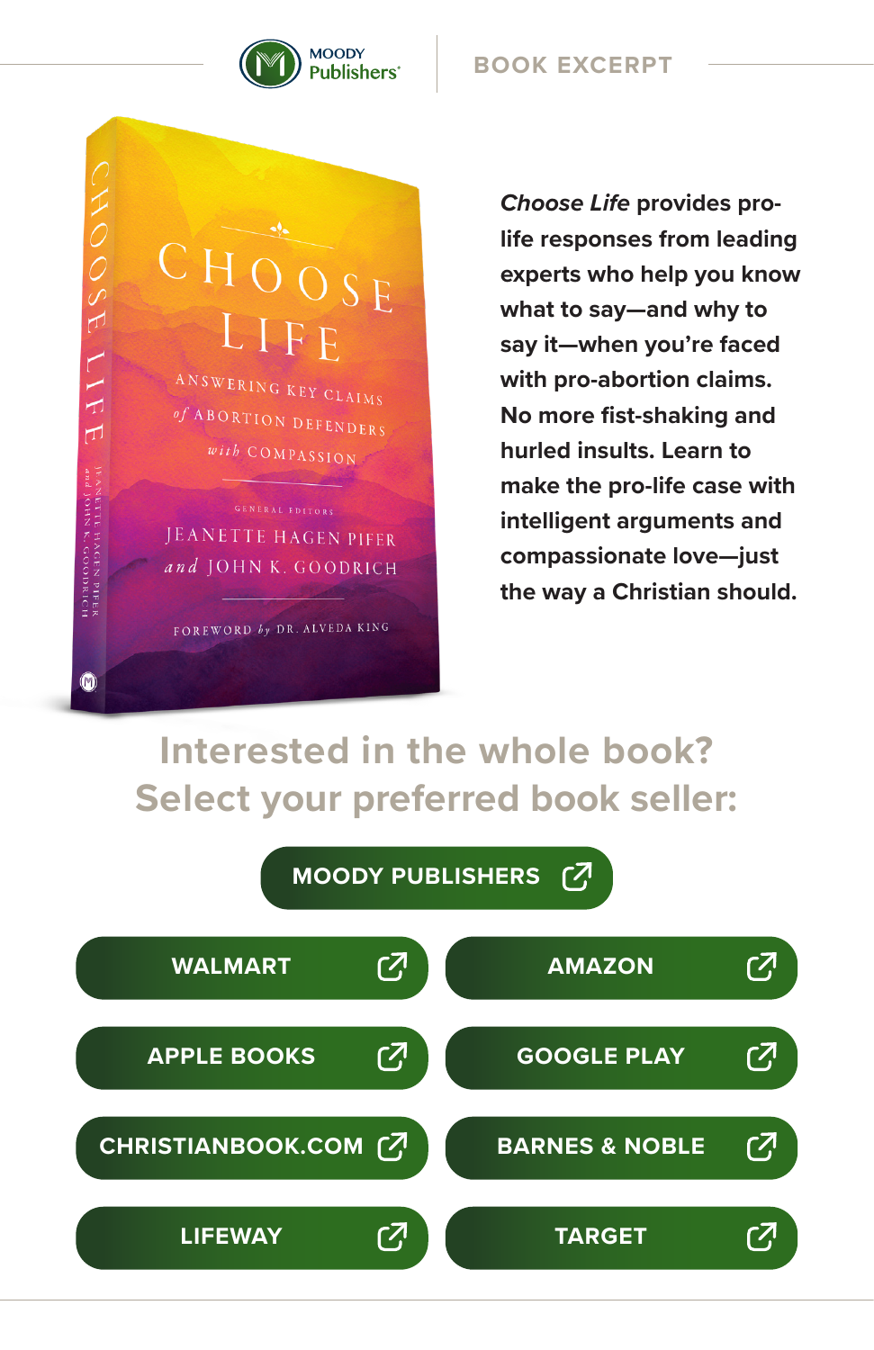MOODY Publishers

BOOK EXCERPT

# CHOOSE LIFE

ANSWERING KEY CLAIMS *of* ABORTION DEFENDERS *with* COMPASSION

GENERAL EDITORS

JEANETTE HAGEN PIFER *and* JOHN K. GOODRICH

FOREWORD *by* DR. ALVEDA KING

***Choose Life*** **provides pro-life responses from leading experts who help you know what to say—and why to say it—when you're faced with pro-abortion claims. No more fist-shaking and hurled insults. Learn to make the pro-life case with intelligent arguments and compassionate love—just the way a Christian should.**

## Interested in the whole book?
## Select your preferred book seller:

- MOODY PUBLISHERS
- WALMART
- AMAZON
- APPLE BOOKS
- GOOGLE PLAY
- CHRISTIANBOOK.COM
- BARNES & NOBLE
- LIFEWAY
- TARGET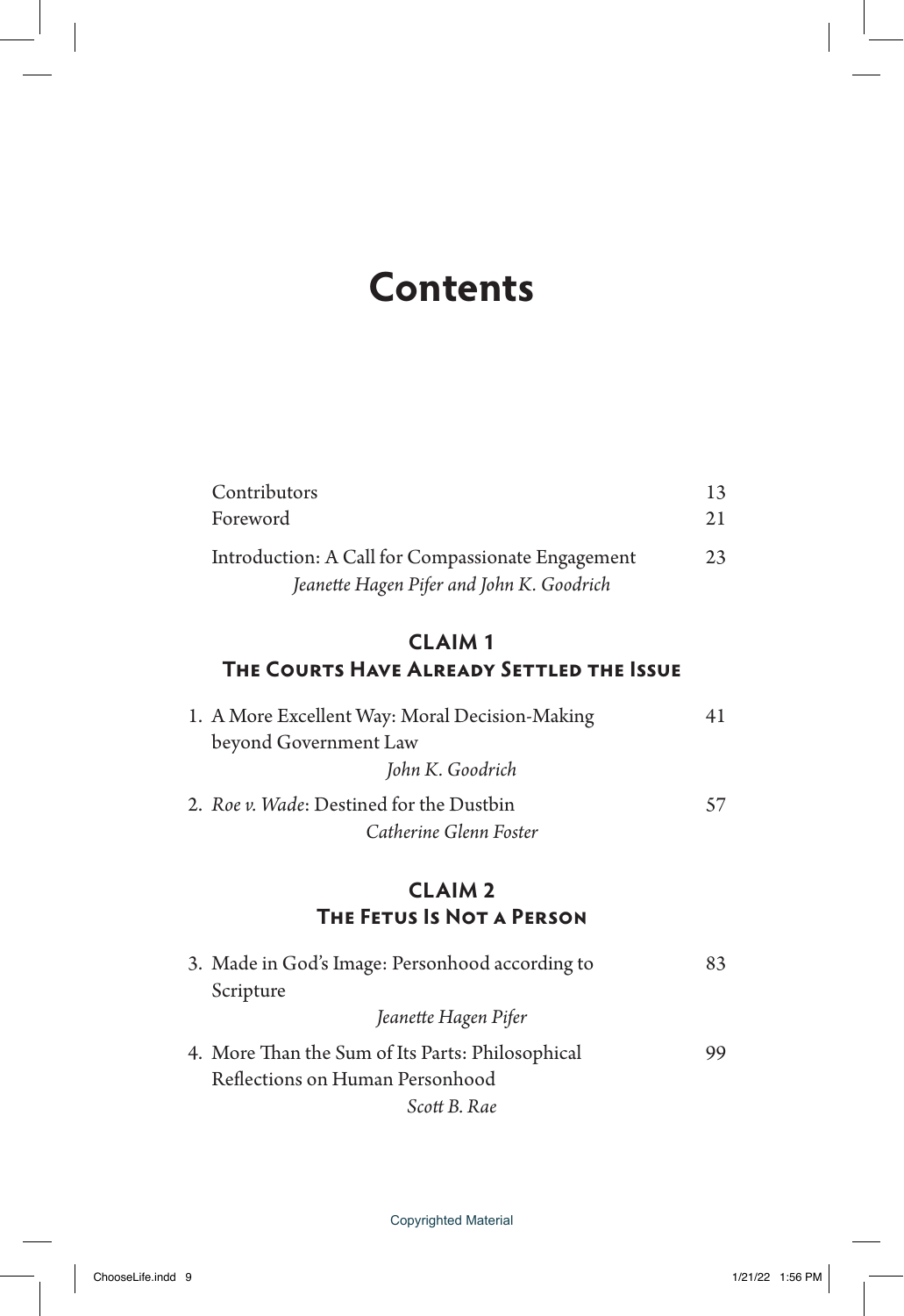# Contents

Contributors 13

Foreword 21

Introduction: A Call for Compassionate Engagement 23
*Jeanette Hagen Pifer and John K. Goodrich*

## CLAIM 1
## The Courts Have Already Settled the Issue

1. A More Excellent Way: Moral Decision-Making beyond Government Law 41
*John K. Goodrich*

2. *Roe v. Wade*: Destined for the Dustbin 57
*Catherine Glenn Foster*

## CLAIM 2
## The Fetus Is Not a Person

3. Made in God's Image: Personhood according to Scripture 83
*Jeanette Hagen Pifer*

4. More Than the Sum of Its Parts: Philosophical Reflections on Human Personhood 99
*Scott B. Rae*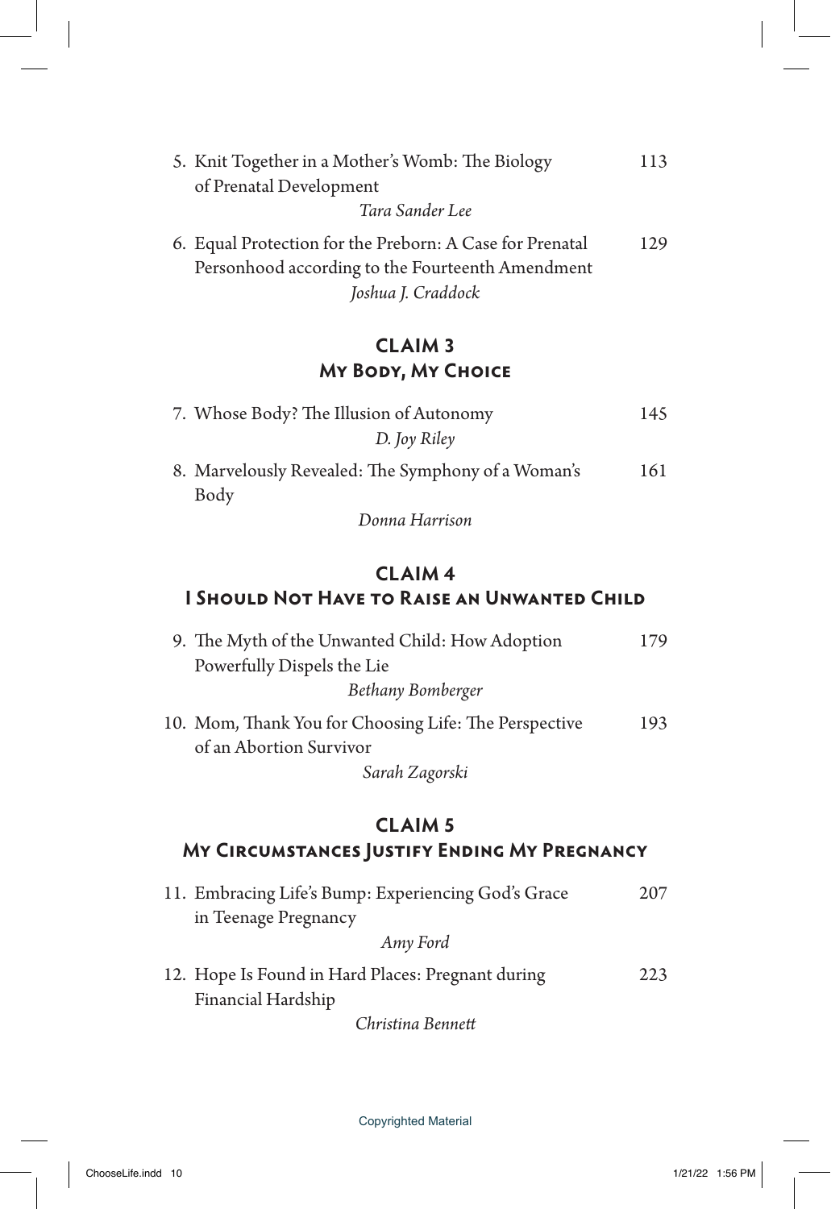5. Knit Together in a Mother's Womb: The Biology of Prenatal Development — 113
   *Tara Sander Lee*

6. Equal Protection for the Preborn: A Case for Prenatal Personhood according to the Fourteenth Amendment — 129
   *Joshua J. Craddock*

## CLAIM 3
## My Body, My Choice

7. Whose Body? The Illusion of Autonomy — 145
   *D. Joy Riley*

8. Marvelously Revealed: The Symphony of a Woman's Body — 161
   *Donna Harrison*

## CLAIM 4
## I Should Not Have to Raise an Unwanted Child

9. The Myth of the Unwanted Child: How Adoption Powerfully Dispels the Lie — 179
   *Bethany Bomberger*

10. Mom, Thank You for Choosing Life: The Perspective of an Abortion Survivor — 193
    *Sarah Zagorski*

## CLAIM 5
## My Circumstances Justify Ending My Pregnancy

11. Embracing Life's Bump: Experiencing God's Grace in Teenage Pregnancy — 207
    *Amy Ford*

12. Hope Is Found in Hard Places: Pregnant during Financial Hardship — 223
    *Christina Bennett*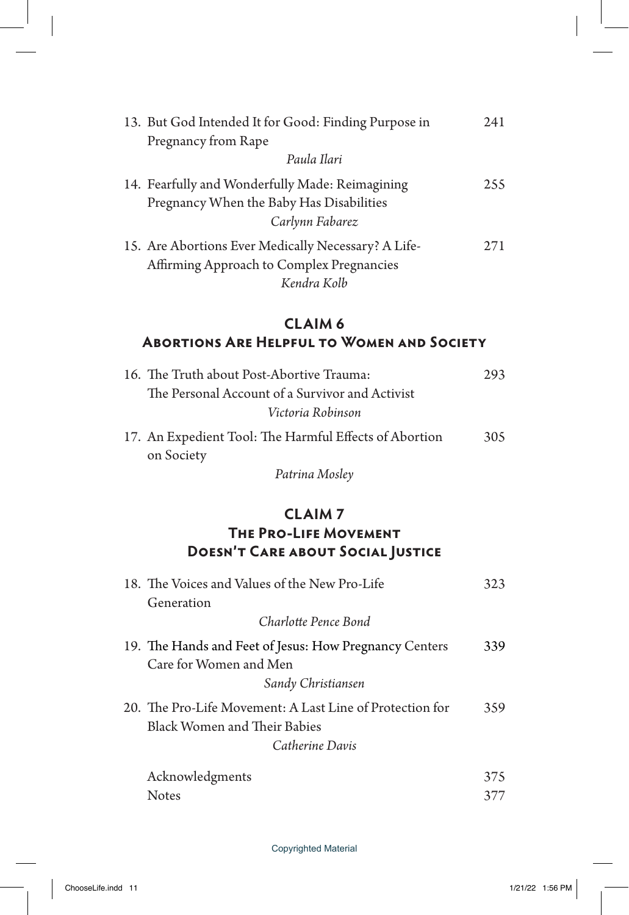13. But God Intended It for Good: Finding Purpose in Pregnancy from Rape — 241
    *Paula Ilari*

14. Fearfully and Wonderfully Made: Reimagining Pregnancy When the Baby Has Disabilities — 255
    *Carlynn Fabarez*

15. Are Abortions Ever Medically Necessary? A Life-Affirming Approach to Complex Pregnancies — 271
    *Kendra Kolb*

## CLAIM 6
## Abortions Are Helpful to Women and Society

16. The Truth about Post-Abortive Trauma: The Personal Account of a Survivor and Activist — 293
    *Victoria Robinson*

17. An Expedient Tool: The Harmful Effects of Abortion on Society — 305
    *Patrina Mosley*

## CLAIM 7
## The Pro-Life Movement Doesn't Care about Social Justice

18. The Voices and Values of the New Pro-Life Generation — 323
    *Charlotte Pence Bond*

19. The Hands and Feet of Jesus: How Pregnancy Centers Care for Women and Men — 339
    *Sandy Christiansen*

20. The Pro-Life Movement: A Last Line of Protection for Black Women and Their Babies — 359
    *Catherine Davis*

Acknowledgments — 375

Notes — 377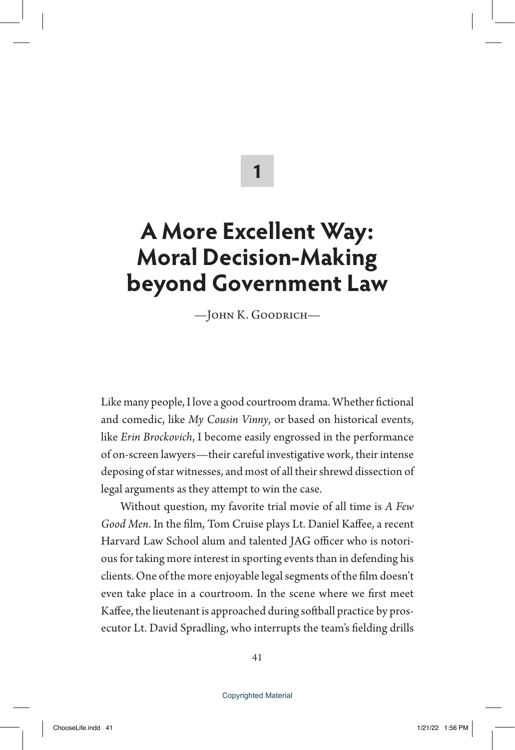# 1

# A More Excellent Way: Moral Decision-Making beyond Government Law

—John K. Goodrich—

Like many people, I love a good courtroom drama. Whether fictional and comedic, like *My Cousin Vinny*, or based on historical events, like *Erin Brockovich*, I become easily engrossed in the performance of on-screen lawyers—their careful investigative work, their intense deposing of star witnesses, and most of all their shrewd dissection of legal arguments as they attempt to win the case.

Without question, my favorite trial movie of all time is *A Few Good Men*. In the film, Tom Cruise plays Lt. Daniel Kaffee, a recent Harvard Law School alum and talented JAG officer who is notorious for taking more interest in sporting events than in defending his clients. One of the more enjoyable legal segments of the film doesn't even take place in a courtroom. In the scene where we first meet Kaffee, the lieutenant is approached during softball practice by prosecutor Lt. David Spradling, who interrupts the team's fielding drills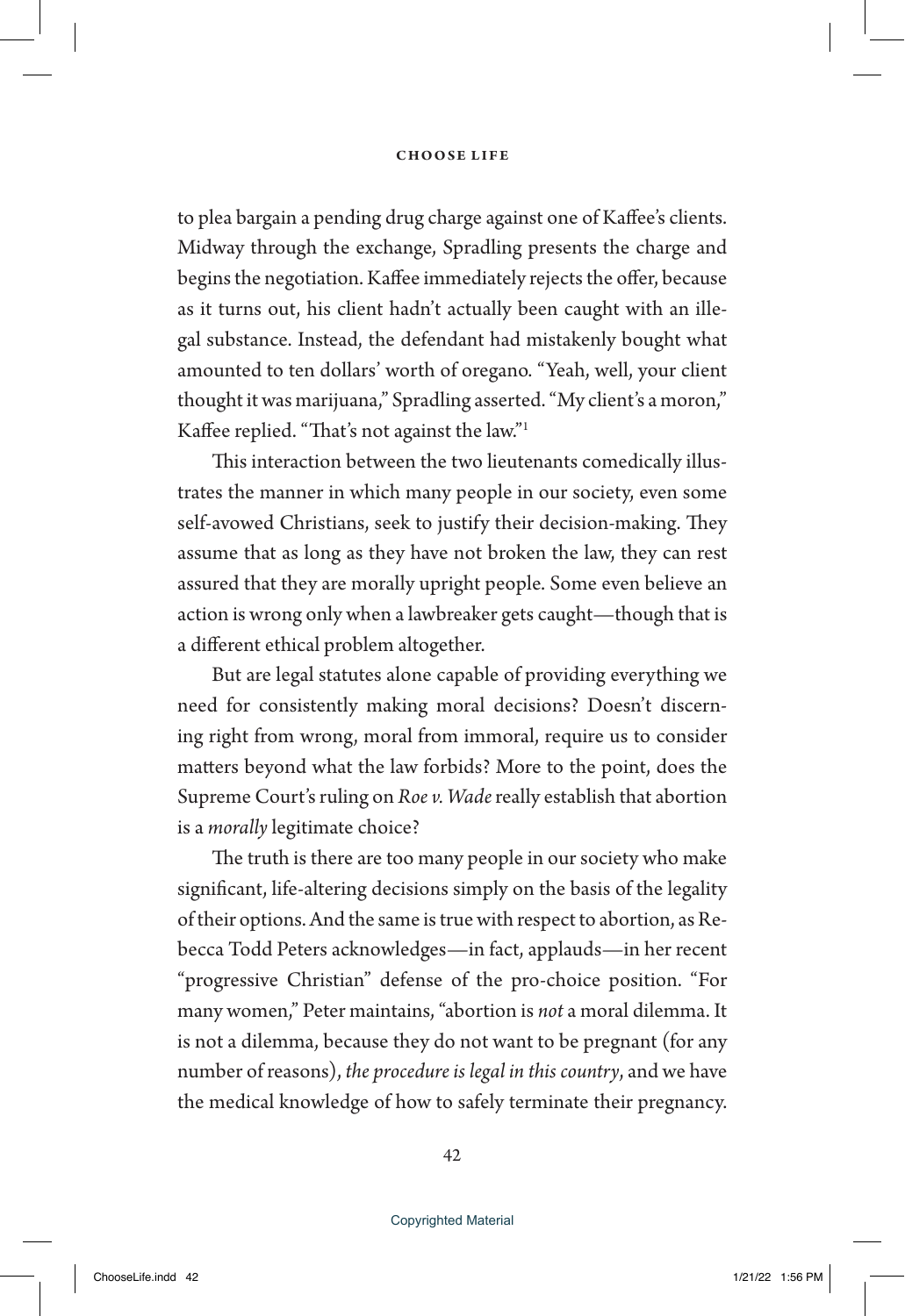to plea bargain a pending drug charge against one of Kaffee's clients. Midway through the exchange, Spradling presents the charge and begins the negotiation. Kaffee immediately rejects the offer, because as it turns out, his client hadn't actually been caught with an illegal substance. Instead, the defendant had mistakenly bought what amounted to ten dollars' worth of oregano. "Yeah, well, your client thought it was marijuana," Spradling asserted. "My client's a moron," Kaffee replied. "That's not against the law."[1]

This interaction between the two lieutenants comedically illustrates the manner in which many people in our society, even some self-avowed Christians, seek to justify their decision-making. They assume that as long as they have not broken the law, they can rest assured that they are morally upright people. Some even believe an action is wrong only when a lawbreaker gets caught—though that is a different ethical problem altogether.

But are legal statutes alone capable of providing everything we need for consistently making moral decisions? Doesn't discerning right from wrong, moral from immoral, require us to consider matters beyond what the law forbids? More to the point, does the Supreme Court's ruling on *Roe v. Wade* really establish that abortion is a *morally* legitimate choice?

The truth is there are too many people in our society who make significant, life-altering decisions simply on the basis of the legality of their options. And the same is true with respect to abortion, as Rebecca Todd Peters acknowledges—in fact, applauds—in her recent "progressive Christian" defense of the pro-choice position. "For many women," Peter maintains, "abortion is *not* a moral dilemma. It is not a dilemma, because they do not want to be pregnant (for any number of reasons), *the procedure is legal in this country*, and we have the medical knowledge of how to safely terminate their pregnancy.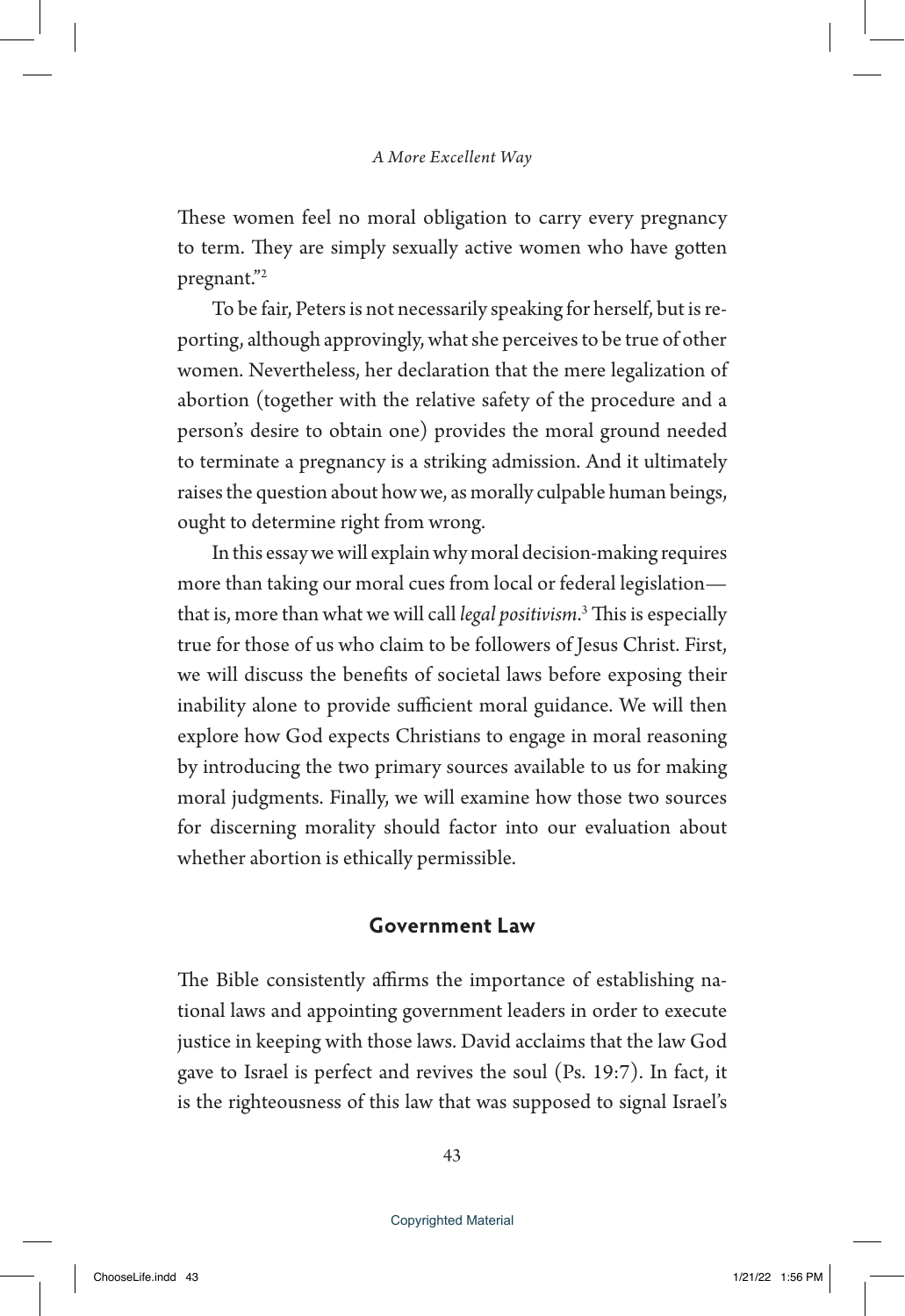These women feel no moral obligation to carry every pregnancy to term. They are simply sexually active women who have gotten pregnant."[2]

To be fair, Peters is not necessarily speaking for herself, but is reporting, although approvingly, what she perceives to be true of other women. Nevertheless, her declaration that the mere legalization of abortion (together with the relative safety of the procedure and a person's desire to obtain one) provides the moral ground needed to terminate a pregnancy is a striking admission. And it ultimately raises the question about how we, as morally culpable human beings, ought to determine right from wrong.

In this essay we will explain why moral decision-making requires more than taking our moral cues from local or federal legislation—that is, more than what we will call *legal positivism*.[3] This is especially true for those of us who claim to be followers of Jesus Christ. First, we will discuss the benefits of societal laws before exposing their inability alone to provide sufficient moral guidance. We will then explore how God expects Christians to engage in moral reasoning by introducing the two primary sources available to us for making moral judgments. Finally, we will examine how those two sources for discerning morality should factor into our evaluation about whether abortion is ethically permissible.

## Government Law

The Bible consistently affirms the importance of establishing national laws and appointing government leaders in order to execute justice in keeping with those laws. David acclaims that the law God gave to Israel is perfect and revives the soul (Ps. 19:7). In fact, it is the righteousness of this law that was supposed to signal Israel's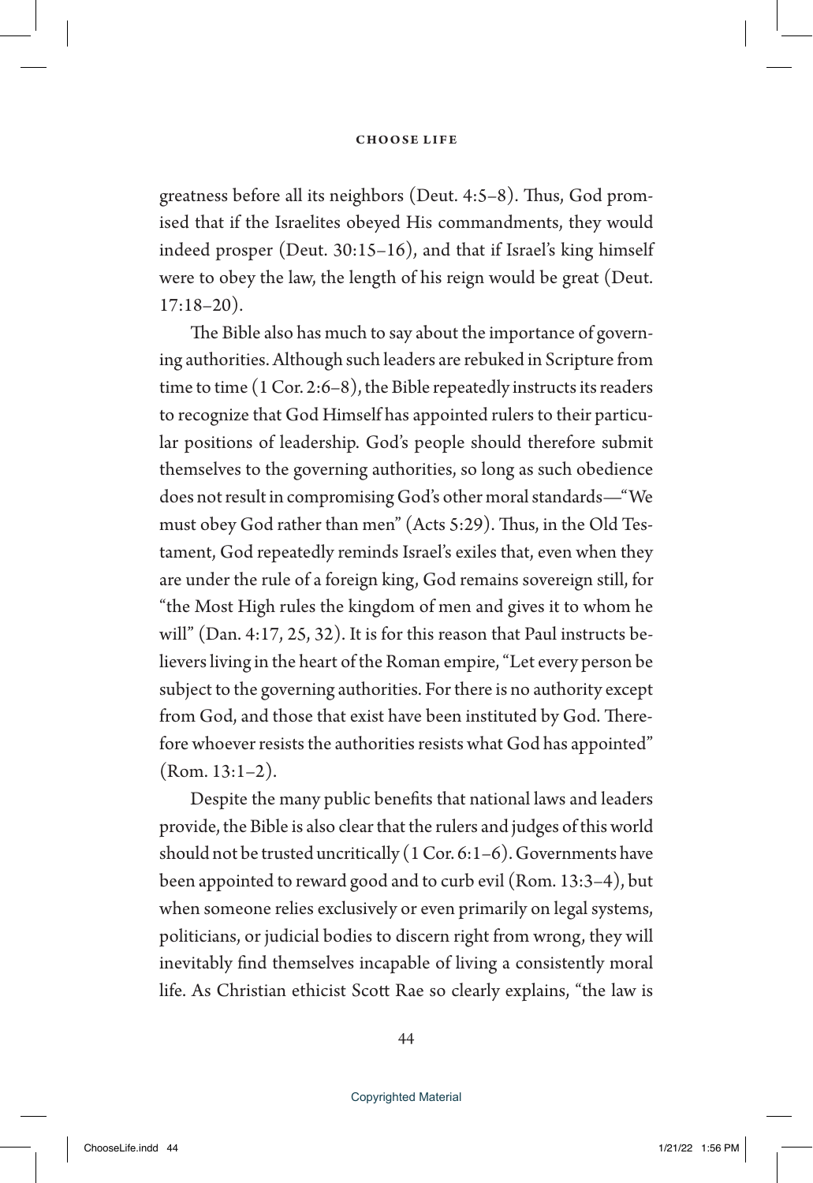greatness before all its neighbors (Deut. 4:5–8). Thus, God promised that if the Israelites obeyed His commandments, they would indeed prosper (Deut. 30:15–16), and that if Israel's king himself were to obey the law, the length of his reign would be great (Deut. 17:18–20).

The Bible also has much to say about the importance of governing authorities. Although such leaders are rebuked in Scripture from time to time (1 Cor. 2:6–8), the Bible repeatedly instructs its readers to recognize that God Himself has appointed rulers to their particular positions of leadership. God's people should therefore submit themselves to the governing authorities, so long as such obedience does not result in compromising God's other moral standards—"We must obey God rather than men" (Acts 5:29). Thus, in the Old Testament, God repeatedly reminds Israel's exiles that, even when they are under the rule of a foreign king, God remains sovereign still, for "the Most High rules the kingdom of men and gives it to whom he will" (Dan. 4:17, 25, 32). It is for this reason that Paul instructs believers living in the heart of the Roman empire, "Let every person be subject to the governing authorities. For there is no authority except from God, and those that exist have been instituted by God. Therefore whoever resists the authorities resists what God has appointed" (Rom. 13:1–2).

Despite the many public benefits that national laws and leaders provide, the Bible is also clear that the rulers and judges of this world should not be trusted uncritically (1 Cor. 6:1–6). Governments have been appointed to reward good and to curb evil (Rom. 13:3–4), but when someone relies exclusively or even primarily on legal systems, politicians, or judicial bodies to discern right from wrong, they will inevitably find themselves incapable of living a consistently moral life. As Christian ethicist Scott Rae so clearly explains, "the law is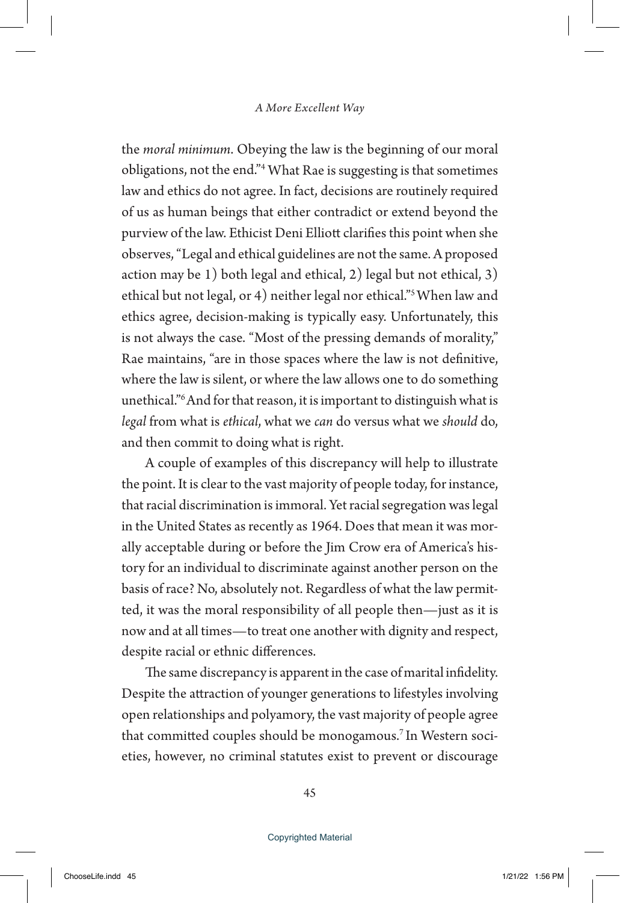the *moral minimum*. Obeying the law is the beginning of our moral obligations, not the end."[4] What Rae is suggesting is that sometimes law and ethics do not agree. In fact, decisions are routinely required of us as human beings that either contradict or extend beyond the purview of the law. Ethicist Deni Elliott clarifies this point when she observes, "Legal and ethical guidelines are not the same. A proposed action may be 1) both legal and ethical, 2) legal but not ethical, 3) ethical but not legal, or 4) neither legal nor ethical."[5] When law and ethics agree, decision-making is typically easy. Unfortunately, this is not always the case. "Most of the pressing demands of morality," Rae maintains, "are in those spaces where the law is not definitive, where the law is silent, or where the law allows one to do something unethical."[6] And for that reason, it is important to distinguish what is *legal* from what is *ethical*, what we *can* do versus what we *should* do, and then commit to doing what is right.

A couple of examples of this discrepancy will help to illustrate the point. It is clear to the vast majority of people today, for instance, that racial discrimination is immoral. Yet racial segregation was legal in the United States as recently as 1964. Does that mean it was morally acceptable during or before the Jim Crow era of America's history for an individual to discriminate against another person on the basis of race? No, absolutely not. Regardless of what the law permitted, it was the moral responsibility of all people then—just as it is now and at all times—to treat one another with dignity and respect, despite racial or ethnic differences.

The same discrepancy is apparent in the case of marital infidelity. Despite the attraction of younger generations to lifestyles involving open relationships and polyamory, the vast majority of people agree that committed couples should be monogamous.[7] In Western societies, however, no criminal statutes exist to prevent or discourage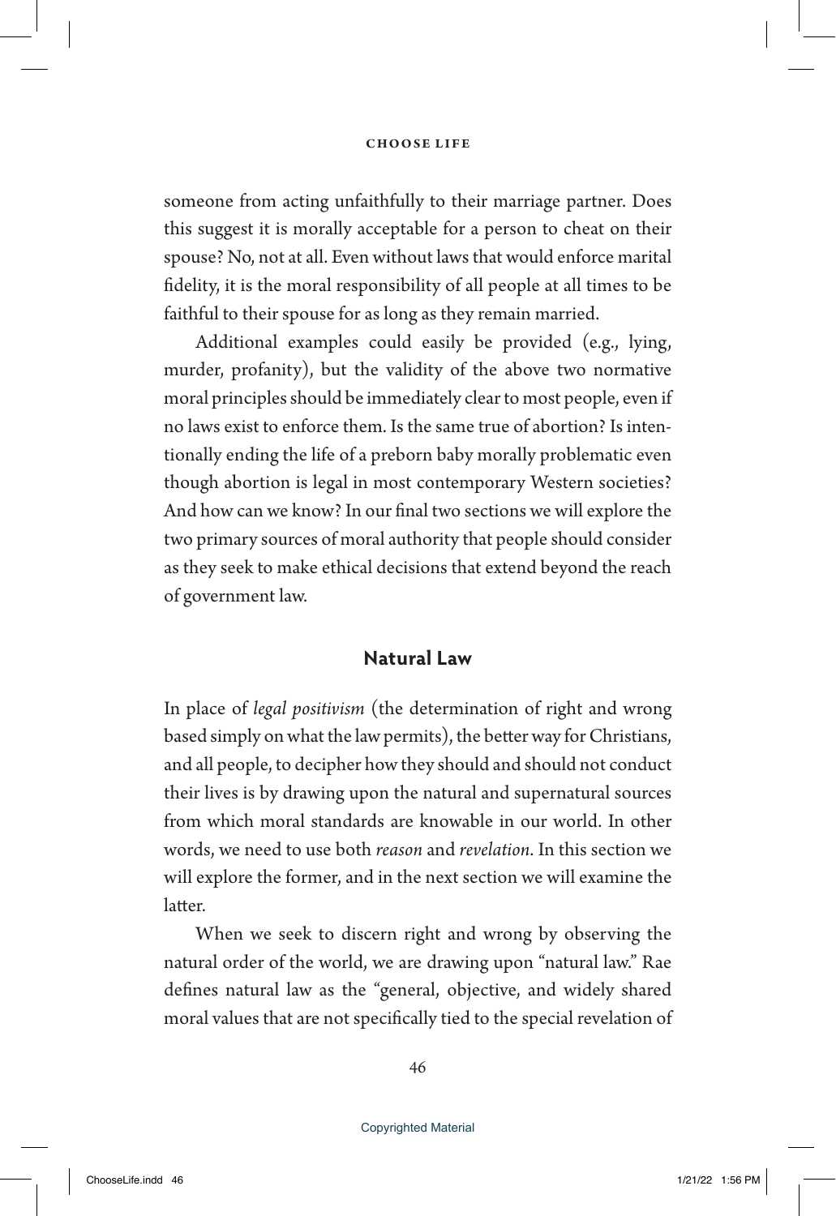someone from acting unfaithfully to their marriage partner. Does this suggest it is morally acceptable for a person to cheat on their spouse? No, not at all. Even without laws that would enforce marital fidelity, it is the moral responsibility of all people at all times to be faithful to their spouse for as long as they remain married.

Additional examples could easily be provided (e.g., lying, murder, profanity), but the validity of the above two normative moral principles should be immediately clear to most people, even if no laws exist to enforce them. Is the same true of abortion? Is intentionally ending the life of a preborn baby morally problematic even though abortion is legal in most contemporary Western societies? And how can we know? In our final two sections we will explore the two primary sources of moral authority that people should consider as they seek to make ethical decisions that extend beyond the reach of government law.

## Natural Law

In place of *legal positivism* (the determination of right and wrong based simply on what the law permits), the better way for Christians, and all people, to decipher how they should and should not conduct their lives is by drawing upon the natural and supernatural sources from which moral standards are knowable in our world. In other words, we need to use both *reason* and *revelation*. In this section we will explore the former, and in the next section we will examine the latter.

When we seek to discern right and wrong by observing the natural order of the world, we are drawing upon "natural law." Rae defines natural law as the "general, objective, and widely shared moral values that are not specifically tied to the special revelation of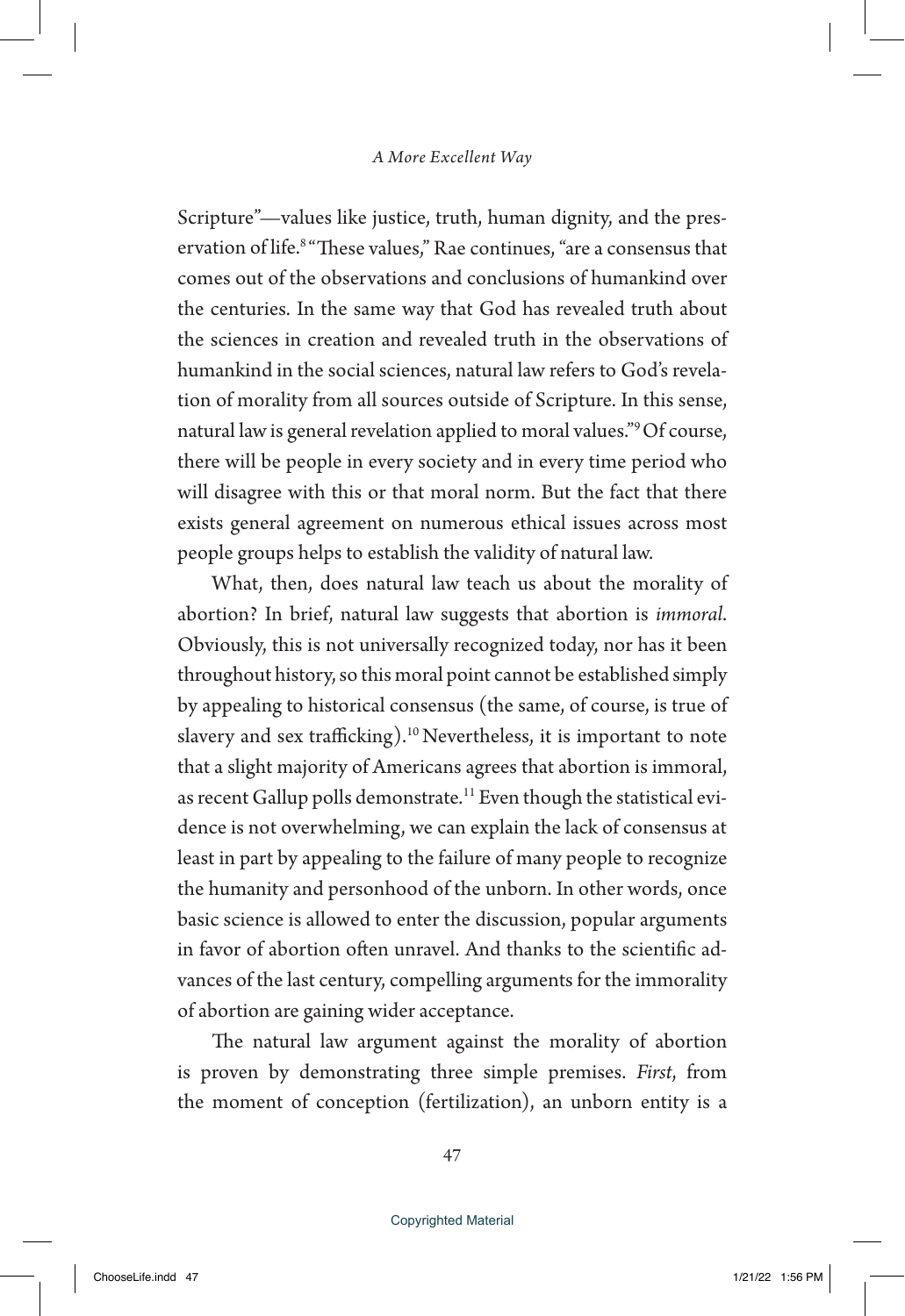Scripture"—values like justice, truth, human dignity, and the preservation of life.[8] "These values," Rae continues, "are a consensus that comes out of the observations and conclusions of humankind over the centuries. In the same way that God has revealed truth about the sciences in creation and revealed truth in the observations of humankind in the social sciences, natural law refers to God's revelation of morality from all sources outside of Scripture. In this sense, natural law is general revelation applied to moral values."[9] Of course, there will be people in every society and in every time period who will disagree with this or that moral norm. But the fact that there exists general agreement on numerous ethical issues across most people groups helps to establish the validity of natural law.

What, then, does natural law teach us about the morality of abortion? In brief, natural law suggests that abortion is *immoral*. Obviously, this is not universally recognized today, nor has it been throughout history, so this moral point cannot be established simply by appealing to historical consensus (the same, of course, is true of slavery and sex trafficking).[10] Nevertheless, it is important to note that a slight majority of Americans agrees that abortion is immoral, as recent Gallup polls demonstrate.[11] Even though the statistical evidence is not overwhelming, we can explain the lack of consensus at least in part by appealing to the failure of many people to recognize the humanity and personhood of the unborn. In other words, once basic science is allowed to enter the discussion, popular arguments in favor of abortion often unravel. And thanks to the scientific advances of the last century, compelling arguments for the immorality of abortion are gaining wider acceptance.

The natural law argument against the morality of abortion is proven by demonstrating three simple premises. *First*, from the moment of conception (fertilization), an unborn entity is a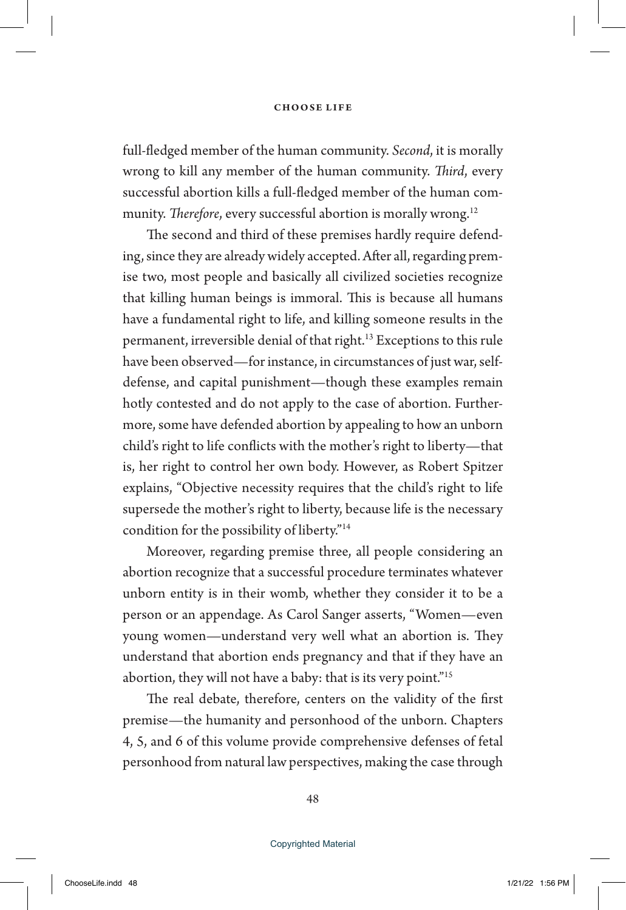full-fledged member of the human community. *Second*, it is morally wrong to kill any member of the human community. *Third*, every successful abortion kills a full-fledged member of the human community. *Therefore*, every successful abortion is morally wrong.[12]

The second and third of these premises hardly require defending, since they are already widely accepted. After all, regarding premise two, most people and basically all civilized societies recognize that killing human beings is immoral. This is because all humans have a fundamental right to life, and killing someone results in the permanent, irreversible denial of that right.[13] Exceptions to this rule have been observed—for instance, in circumstances of just war, self-defense, and capital punishment—though these examples remain hotly contested and do not apply to the case of abortion. Furthermore, some have defended abortion by appealing to how an unborn child's right to life conflicts with the mother's right to liberty—that is, her right to control her own body. However, as Robert Spitzer explains, "Objective necessity requires that the child's right to life supersede the mother's right to liberty, because life is the necessary condition for the possibility of liberty."[14]

Moreover, regarding premise three, all people considering an abortion recognize that a successful procedure terminates whatever unborn entity is in their womb, whether they consider it to be a person or an appendage. As Carol Sanger asserts, "Women—even young women—understand very well what an abortion is. They understand that abortion ends pregnancy and that if they have an abortion, they will not have a baby: that is its very point."[15]

The real debate, therefore, centers on the validity of the first premise—the humanity and personhood of the unborn. Chapters 4, 5, and 6 of this volume provide comprehensive defenses of fetal personhood from natural law perspectives, making the case through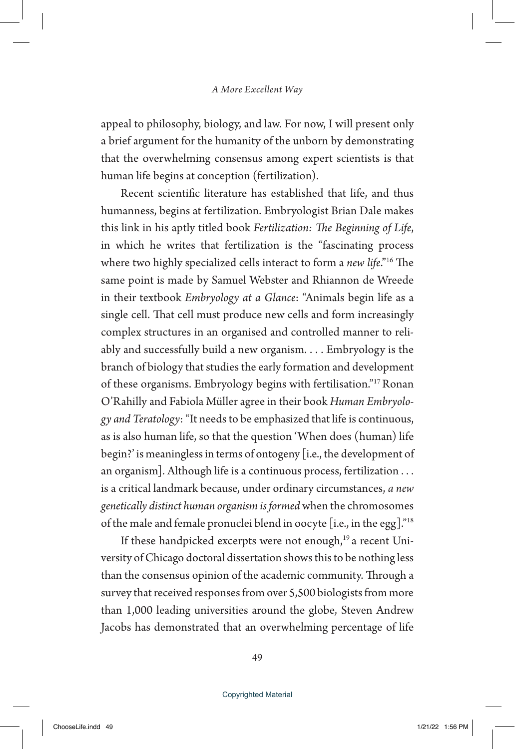appeal to philosophy, biology, and law. For now, I will present only a brief argument for the humanity of the unborn by demonstrating that the overwhelming consensus among expert scientists is that human life begins at conception (fertilization).

Recent scientific literature has established that life, and thus humanness, begins at fertilization. Embryologist Brian Dale makes this link in his aptly titled book *Fertilization: The Beginning of Life*, in which he writes that fertilization is the "fascinating process where two highly specialized cells interact to form a *new life*."[16] The same point is made by Samuel Webster and Rhiannon de Wreede in their textbook *Embryology at a Glance*: "Animals begin life as a single cell. That cell must produce new cells and form increasingly complex structures in an organised and controlled manner to reliably and successfully build a new organism. . . . Embryology is the branch of biology that studies the early formation and development of these organisms. Embryology begins with fertilisation."[17] Ronan O'Rahilly and Fabiola Müller agree in their book *Human Embryology and Teratology*: "It needs to be emphasized that life is continuous, as is also human life, so that the question 'When does (human) life begin?' is meaningless in terms of ontogeny [i.e., the development of an organism]. Although life is a continuous process, fertilization . . . is a critical landmark because, under ordinary circumstances, *a new genetically distinct human organism is formed* when the chromosomes of the male and female pronuclei blend in oocyte [i.e., in the egg]."[18]

If these handpicked excerpts were not enough,[19] a recent University of Chicago doctoral dissertation shows this to be nothing less than the consensus opinion of the academic community. Through a survey that received responses from over 5,500 biologists from more than 1,000 leading universities around the globe, Steven Andrew Jacobs has demonstrated that an overwhelming percentage of life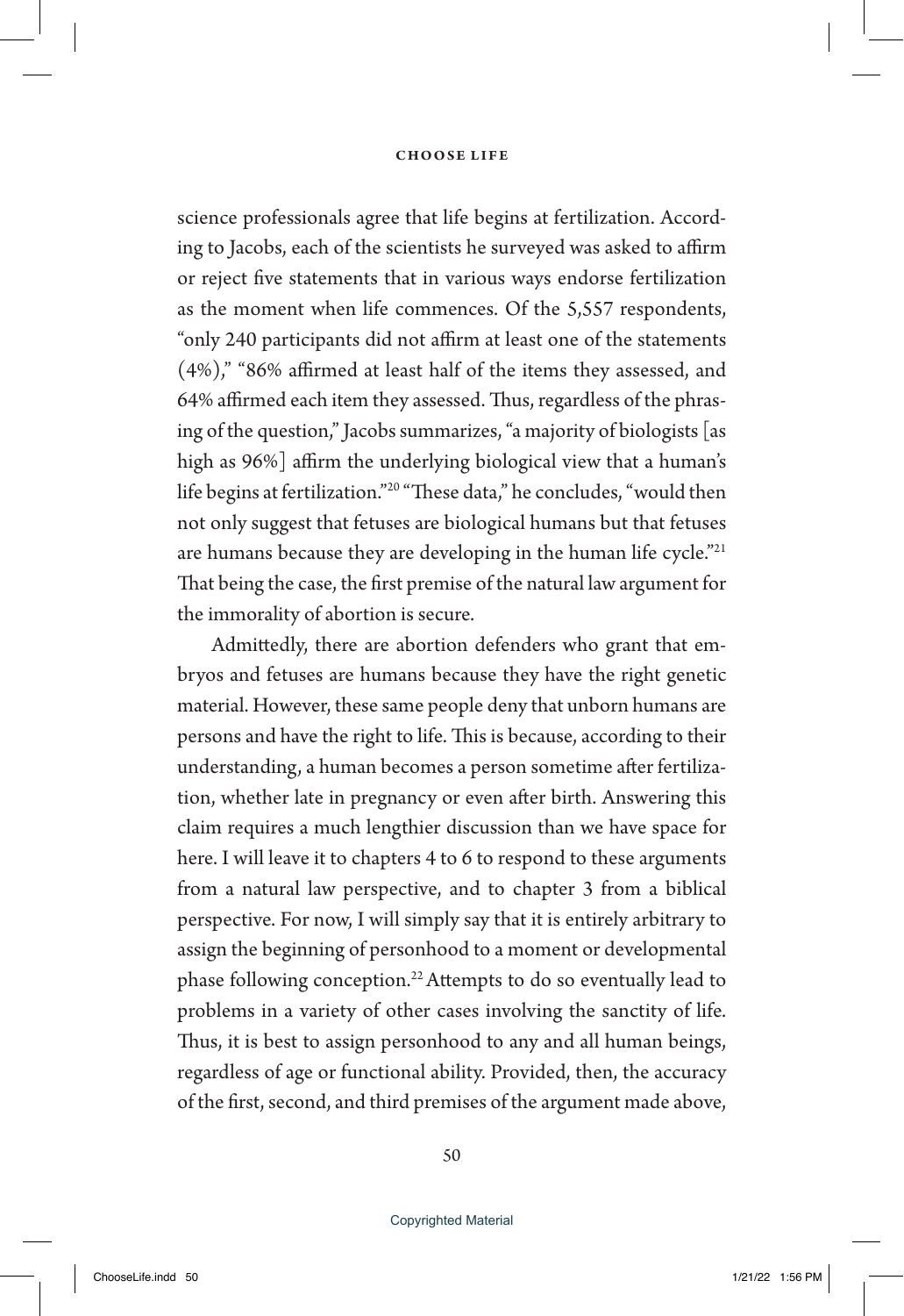science professionals agree that life begins at fertilization. According to Jacobs, each of the scientists he surveyed was asked to affirm or reject five statements that in various ways endorse fertilization as the moment when life commences. Of the 5,557 respondents, "only 240 participants did not affirm at least one of the statements (4%)," "86% affirmed at least half of the items they assessed, and 64% affirmed each item they assessed. Thus, regardless of the phrasing of the question," Jacobs summarizes, "a majority of biologists [as high as 96%] affirm the underlying biological view that a human's life begins at fertilization."[20] "These data," he concludes, "would then not only suggest that fetuses are biological humans but that fetuses are humans because they are developing in the human life cycle."[21] That being the case, the first premise of the natural law argument for the immorality of abortion is secure.

Admittedly, there are abortion defenders who grant that embryos and fetuses are humans because they have the right genetic material. However, these same people deny that unborn humans are persons and have the right to life. This is because, according to their understanding, a human becomes a person sometime after fertilization, whether late in pregnancy or even after birth. Answering this claim requires a much lengthier discussion than we have space for here. I will leave it to chapters 4 to 6 to respond to these arguments from a natural law perspective, and to chapter 3 from a biblical perspective. For now, I will simply say that it is entirely arbitrary to assign the beginning of personhood to a moment or developmental phase following conception.[22] Attempts to do so eventually lead to problems in a variety of other cases involving the sanctity of life. Thus, it is best to assign personhood to any and all human beings, regardless of age or functional ability. Provided, then, the accuracy of the first, second, and third premises of the argument made above,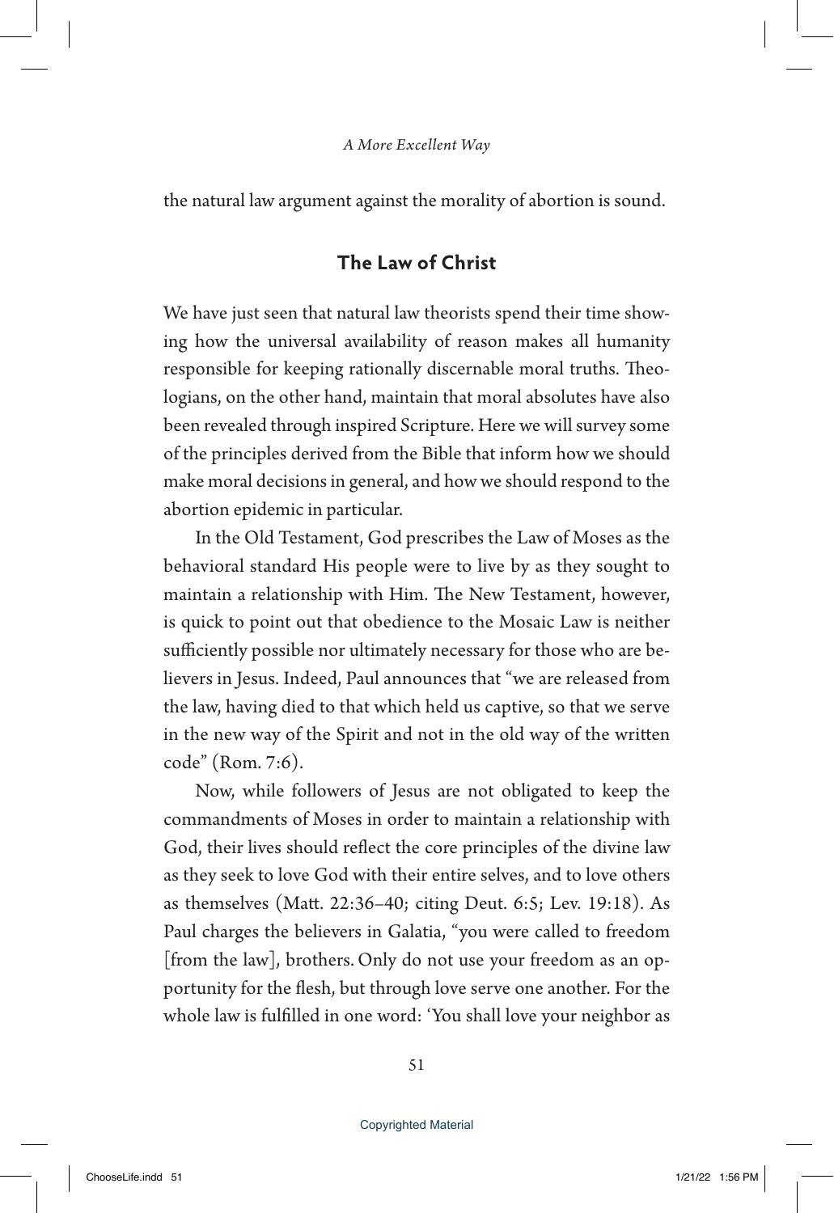the natural law argument against the morality of abortion is sound.

## The Law of Christ

We have just seen that natural law theorists spend their time showing how the universal availability of reason makes all humanity responsible for keeping rationally discernable moral truths. Theologians, on the other hand, maintain that moral absolutes have also been revealed through inspired Scripture. Here we will survey some of the principles derived from the Bible that inform how we should make moral decisions in general, and how we should respond to the abortion epidemic in particular.

In the Old Testament, God prescribes the Law of Moses as the behavioral standard His people were to live by as they sought to maintain a relationship with Him. The New Testament, however, is quick to point out that obedience to the Mosaic Law is neither sufficiently possible nor ultimately necessary for those who are believers in Jesus. Indeed, Paul announces that "we are released from the law, having died to that which held us captive, so that we serve in the new way of the Spirit and not in the old way of the written code" (Rom. 7:6).

Now, while followers of Jesus are not obligated to keep the commandments of Moses in order to maintain a relationship with God, their lives should reflect the core principles of the divine law as they seek to love God with their entire selves, and to love others as themselves (Matt. 22:36–40; citing Deut. 6:5; Lev. 19:18). As Paul charges the believers in Galatia, "you were called to freedom [from the law], brothers. Only do not use your freedom as an opportunity for the flesh, but through love serve one another. For the whole law is fulfilled in one word: 'You shall love your neighbor as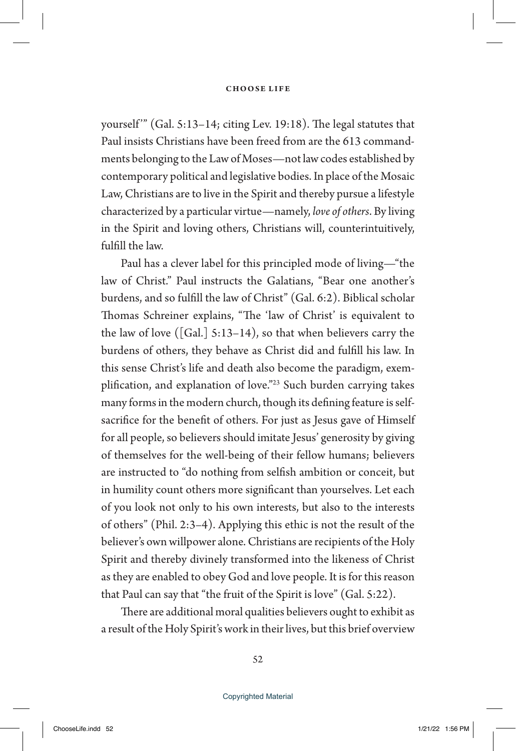yourself'" (Gal. 5:13–14; citing Lev. 19:18). The legal statutes that Paul insists Christians have been freed from are the 613 commandments belonging to the Law of Moses—not law codes established by contemporary political and legislative bodies. In place of the Mosaic Law, Christians are to live in the Spirit and thereby pursue a lifestyle characterized by a particular virtue—namely, *love of others*. By living in the Spirit and loving others, Christians will, counterintuitively, fulfill the law.

Paul has a clever label for this principled mode of living—"the law of Christ." Paul instructs the Galatians, "Bear one another's burdens, and so fulfill the law of Christ" (Gal. 6:2). Biblical scholar Thomas Schreiner explains, "The 'law of Christ' is equivalent to the law of love ([Gal.] 5:13–14), so that when believers carry the burdens of others, they behave as Christ did and fulfill his law. In this sense Christ's life and death also become the paradigm, exemplification, and explanation of love."[23] Such burden carrying takes many forms in the modern church, though its defining feature is self-sacrifice for the benefit of others. For just as Jesus gave of Himself for all people, so believers should imitate Jesus' generosity by giving of themselves for the well-being of their fellow humans; believers are instructed to "do nothing from selfish ambition or conceit, but in humility count others more significant than yourselves. Let each of you look not only to his own interests, but also to the interests of others" (Phil. 2:3–4). Applying this ethic is not the result of the believer's own willpower alone. Christians are recipients of the Holy Spirit and thereby divinely transformed into the likeness of Christ as they are enabled to obey God and love people. It is for this reason that Paul can say that "the fruit of the Spirit is love" (Gal. 5:22).

There are additional moral qualities believers ought to exhibit as a result of the Holy Spirit's work in their lives, but this brief overview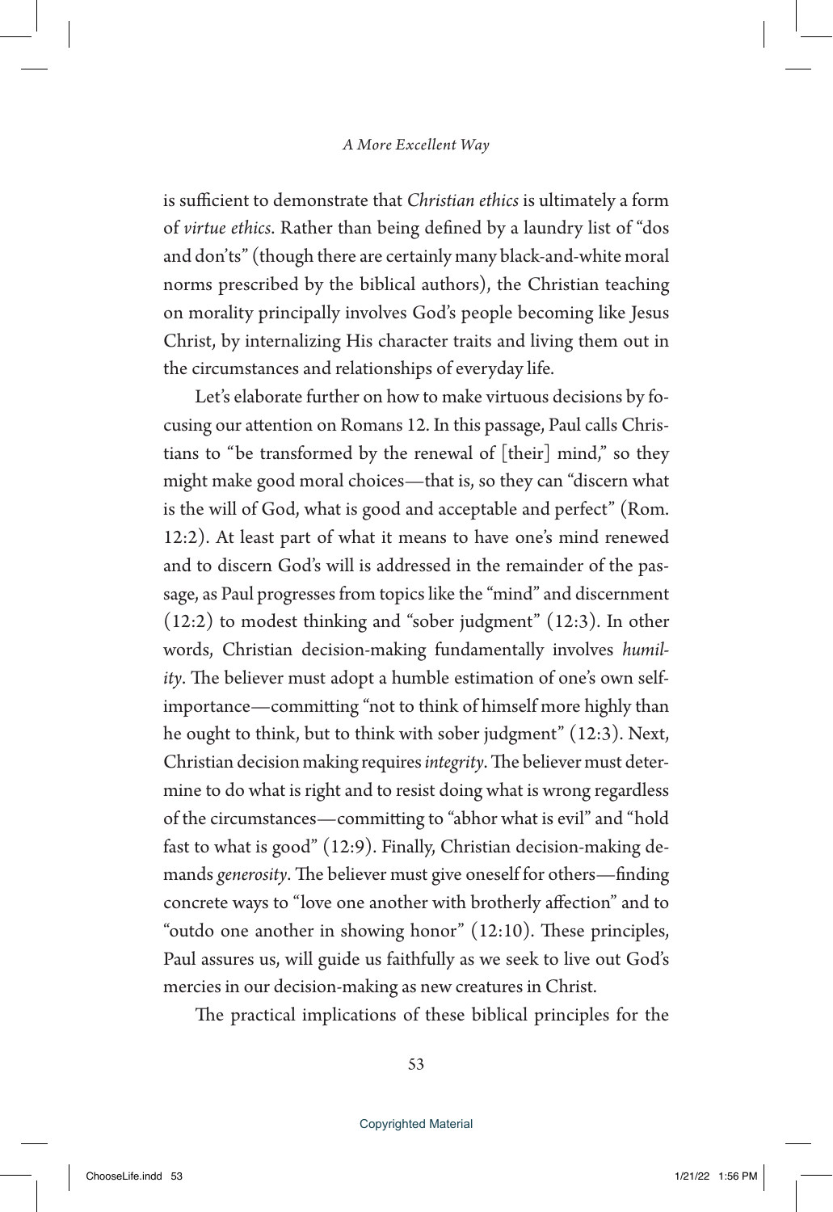is sufficient to demonstrate that *Christian ethics* is ultimately a form of *virtue ethics*. Rather than being defined by a laundry list of "dos and don'ts" (though there are certainly many black-and-white moral norms prescribed by the biblical authors), the Christian teaching on morality principally involves God's people becoming like Jesus Christ, by internalizing His character traits and living them out in the circumstances and relationships of everyday life.

Let's elaborate further on how to make virtuous decisions by focusing our attention on Romans 12. In this passage, Paul calls Christians to "be transformed by the renewal of [their] mind," so they might make good moral choices—that is, so they can "discern what is the will of God, what is good and acceptable and perfect" (Rom. 12:2). At least part of what it means to have one's mind renewed and to discern God's will is addressed in the remainder of the passage, as Paul progresses from topics like the "mind" and discernment (12:2) to modest thinking and "sober judgment" (12:3). In other words, Christian decision-making fundamentally involves *humility*. The believer must adopt a humble estimation of one's own self-importance—committing "not to think of himself more highly than he ought to think, but to think with sober judgment" (12:3). Next, Christian decision making requires *integrity*. The believer must determine to do what is right and to resist doing what is wrong regardless of the circumstances—committing to "abhor what is evil" and "hold fast to what is good" (12:9). Finally, Christian decision-making demands *generosity*. The believer must give oneself for others—finding concrete ways to "love one another with brotherly affection" and to "outdo one another in showing honor" (12:10). These principles, Paul assures us, will guide us faithfully as we seek to live out God's mercies in our decision-making as new creatures in Christ.

The practical implications of these biblical principles for the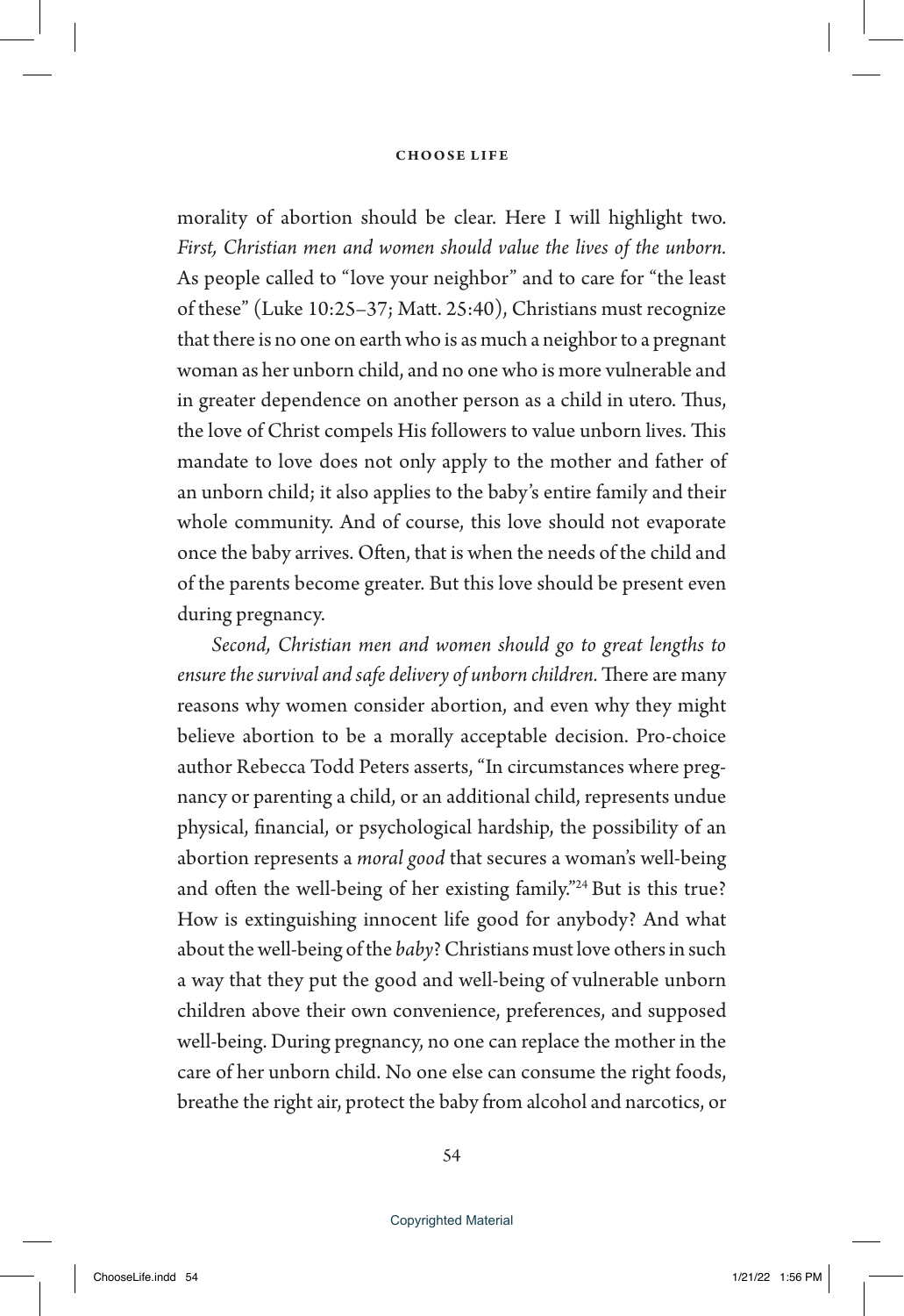morality of abortion should be clear. Here I will highlight two. *First, Christian men and women should value the lives of the unborn.* As people called to "love your neighbor" and to care for "the least of these" (Luke 10:25–37; Matt. 25:40), Christians must recognize that there is no one on earth who is as much a neighbor to a pregnant woman as her unborn child, and no one who is more vulnerable and in greater dependence on another person as a child in utero. Thus, the love of Christ compels His followers to value unborn lives. This mandate to love does not only apply to the mother and father of an unborn child; it also applies to the baby's entire family and their whole community. And of course, this love should not evaporate once the baby arrives. Often, that is when the needs of the child and of the parents become greater. But this love should be present even during pregnancy.

*Second, Christian men and women should go to great lengths to ensure the survival and safe delivery of unborn children.* There are many reasons why women consider abortion, and even why they might believe abortion to be a morally acceptable decision. Pro-choice author Rebecca Todd Peters asserts, "In circumstances where pregnancy or parenting a child, or an additional child, represents undue physical, financial, or psychological hardship, the possibility of an abortion represents a *moral good* that secures a woman's well-being and often the well-being of her existing family."[24] But is this true? How is extinguishing innocent life good for anybody? And what about the well-being of the *baby*? Christians must love others in such a way that they put the good and well-being of vulnerable unborn children above their own convenience, preferences, and supposed well-being. During pregnancy, no one can replace the mother in the care of her unborn child. No one else can consume the right foods, breathe the right air, protect the baby from alcohol and narcotics, or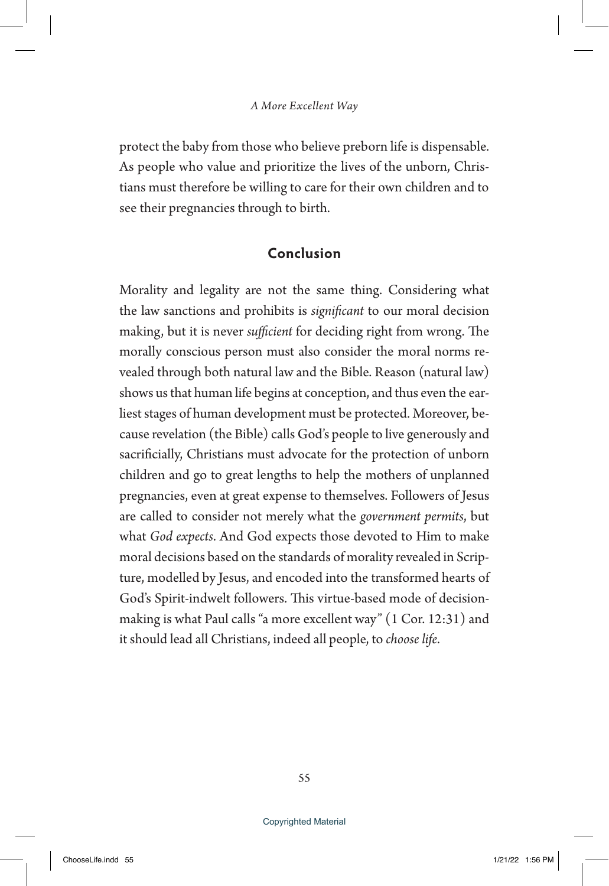protect the baby from those who believe preborn life is dispensable. As people who value and prioritize the lives of the unborn, Christians must therefore be willing to care for their own children and to see their pregnancies through to birth.

## Conclusion

Morality and legality are not the same thing. Considering what the law sanctions and prohibits is *significant* to our moral decision making, but it is never *sufficient* for deciding right from wrong. The morally conscious person must also consider the moral norms revealed through both natural law and the Bible. Reason (natural law) shows us that human life begins at conception, and thus even the earliest stages of human development must be protected. Moreover, because revelation (the Bible) calls God's people to live generously and sacrificially, Christians must advocate for the protection of unborn children and go to great lengths to help the mothers of unplanned pregnancies, even at great expense to themselves. Followers of Jesus are called to consider not merely what the *government permits*, but what *God expects*. And God expects those devoted to Him to make moral decisions based on the standards of morality revealed in Scripture, modelled by Jesus, and encoded into the transformed hearts of God's Spirit-indwelt followers. This virtue-based mode of decision-making is what Paul calls "a more excellent way" (1 Cor. 12:31) and it should lead all Christians, indeed all people, to *choose life*.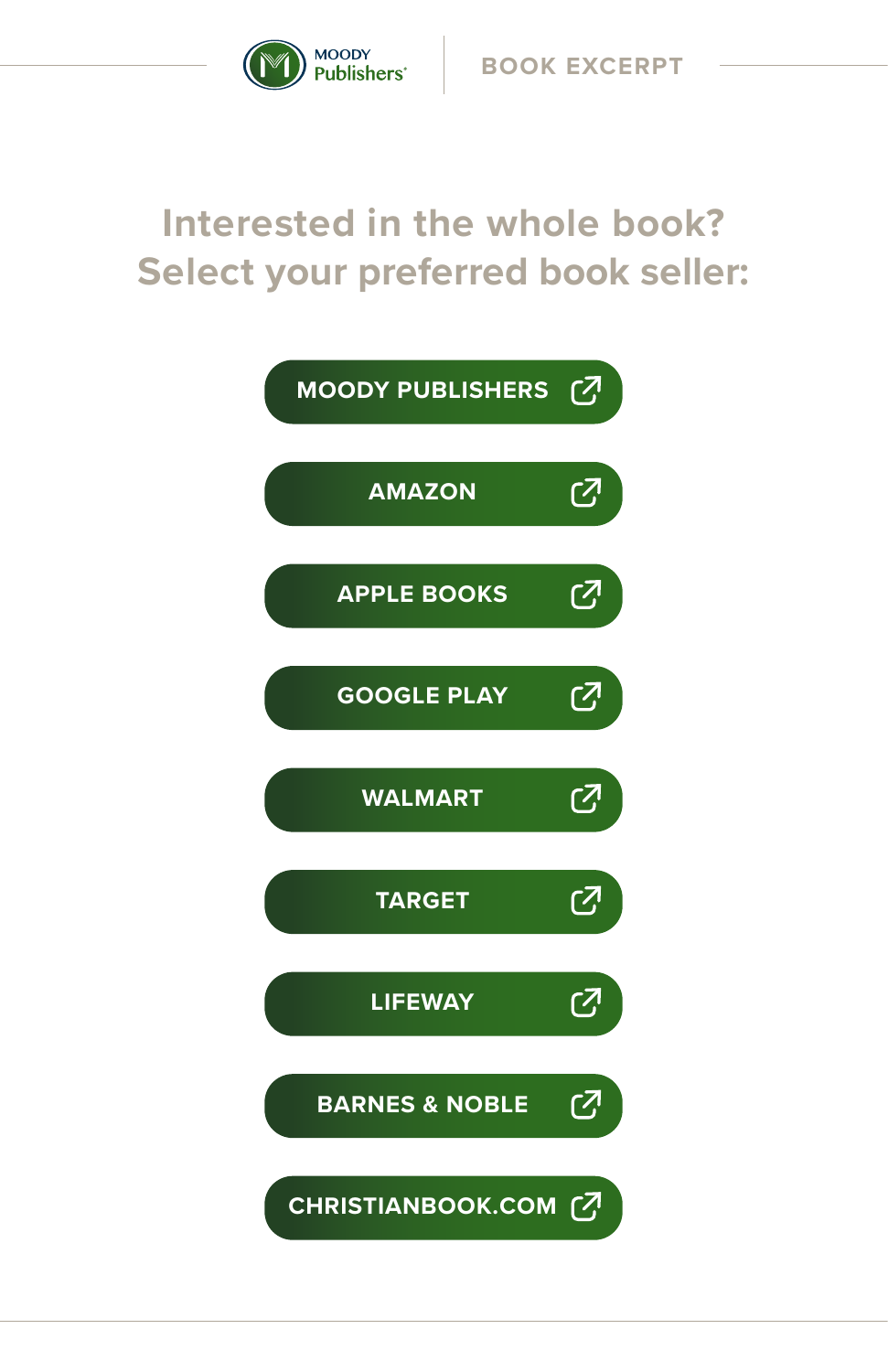MOODY Publishers

BOOK EXCERPT

## Interested in the whole book? Select your preferred book seller:

- MOODY PUBLISHERS
- AMAZON
- APPLE BOOKS
- GOOGLE PLAY
- WALMART
- TARGET
- LIFEWAY
- BARNES & NOBLE
- CHRISTIANBOOK.COM